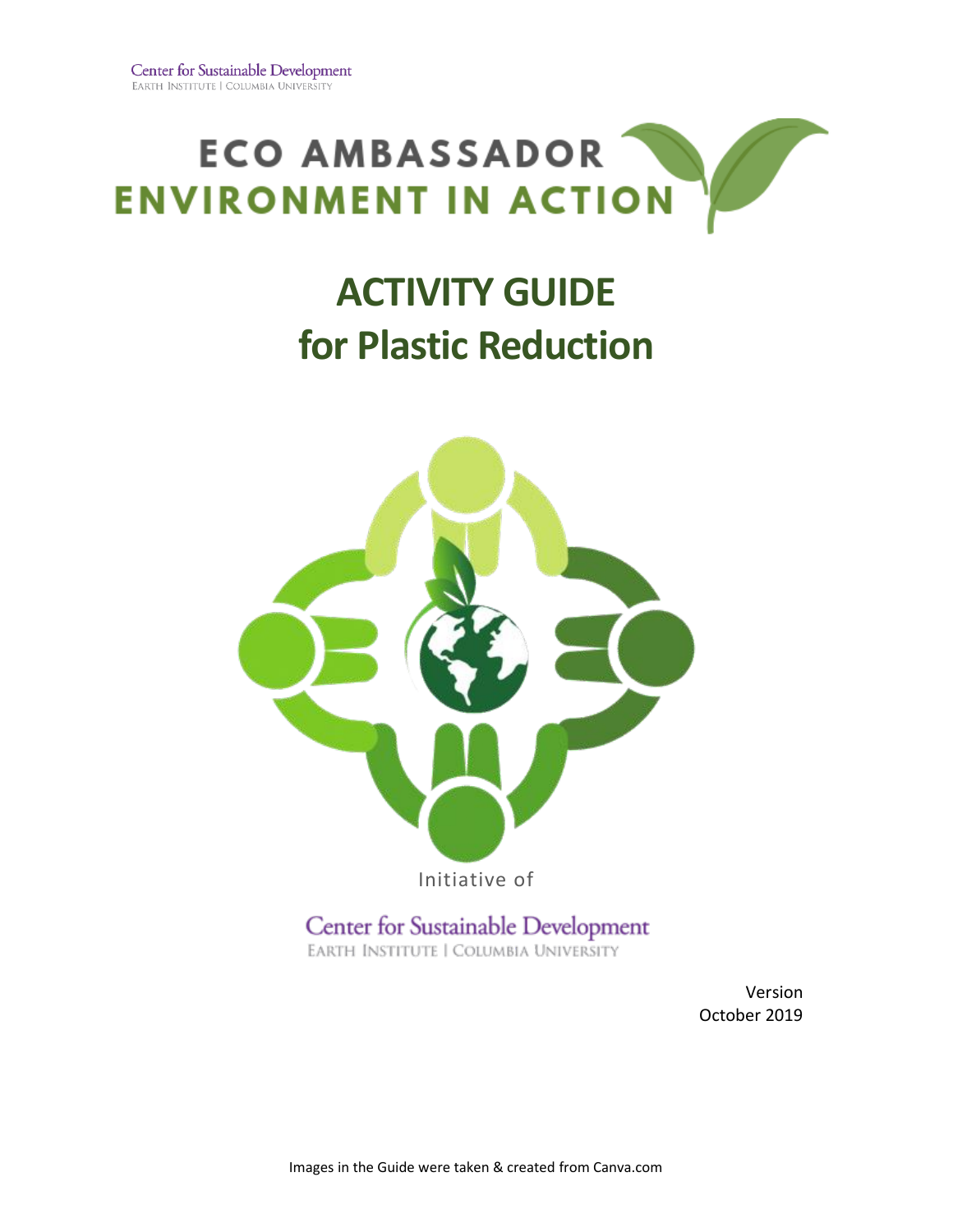Center for Sustainable Development
EARTH INSTITUTE | COLUMBIA UNIVERSITY

# ECO AMBASSADOR
# ENVIRONMENT IN ACTION

# ACTIVITY GUIDE
# for Plastic Reduction

Initiative of

Center for Sustainable Development
EARTH INSTITUTE | COLUMBIA UNIVERSITY

Version
October 2019

Images in the Guide were taken & created from Canva.com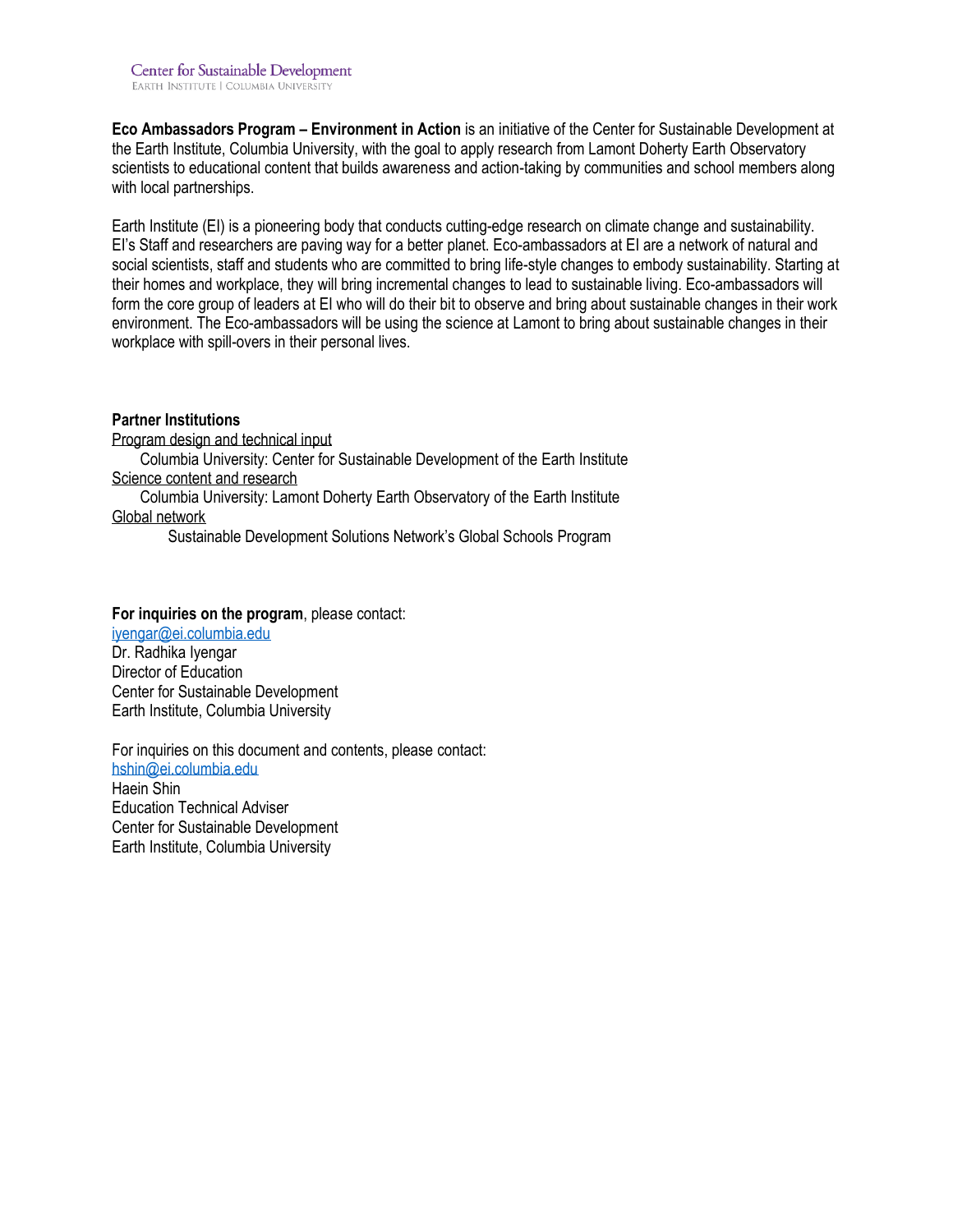Center for Sustainable Development
EARTH INSTITUTE | COLUMBIA UNIVERSITY

**Eco Ambassadors Program – Environment in Action** is an initiative of the Center for Sustainable Development at the Earth Institute, Columbia University, with the goal to apply research from Lamont Doherty Earth Observatory scientists to educational content that builds awareness and action-taking by communities and school members along with local partnerships.

Earth Institute (EI) is a pioneering body that conducts cutting-edge research on climate change and sustainability. EI's Staff and researchers are paving way for a better planet. Eco-ambassadors at EI are a network of natural and social scientists, staff and students who are committed to bring life-style changes to embody sustainability. Starting at their homes and workplace, they will bring incremental changes to lead to sustainable living. Eco-ambassadors will form the core group of leaders at EI who will do their bit to observe and bring about sustainable changes in their work environment. The Eco-ambassadors will be using the science at Lamont to bring about sustainable changes in their workplace with spill-overs in their personal lives.

**Partner Institutions**

Program design and technical input

Columbia University: Center for Sustainable Development of the Earth Institute

Science content and research

Columbia University: Lamont Doherty Earth Observatory of the Earth Institute

Global network

Sustainable Development Solutions Network's Global Schools Program

**For inquiries on the program**, please contact:

iyengar@ei.columbia.edu
Dr. Radhika Iyengar
Director of Education
Center for Sustainable Development
Earth Institute, Columbia University

For inquiries on this document and contents, please contact:

hshin@ei.columbia.edu
Haein Shin
Education Technical Adviser
Center for Sustainable Development
Earth Institute, Columbia University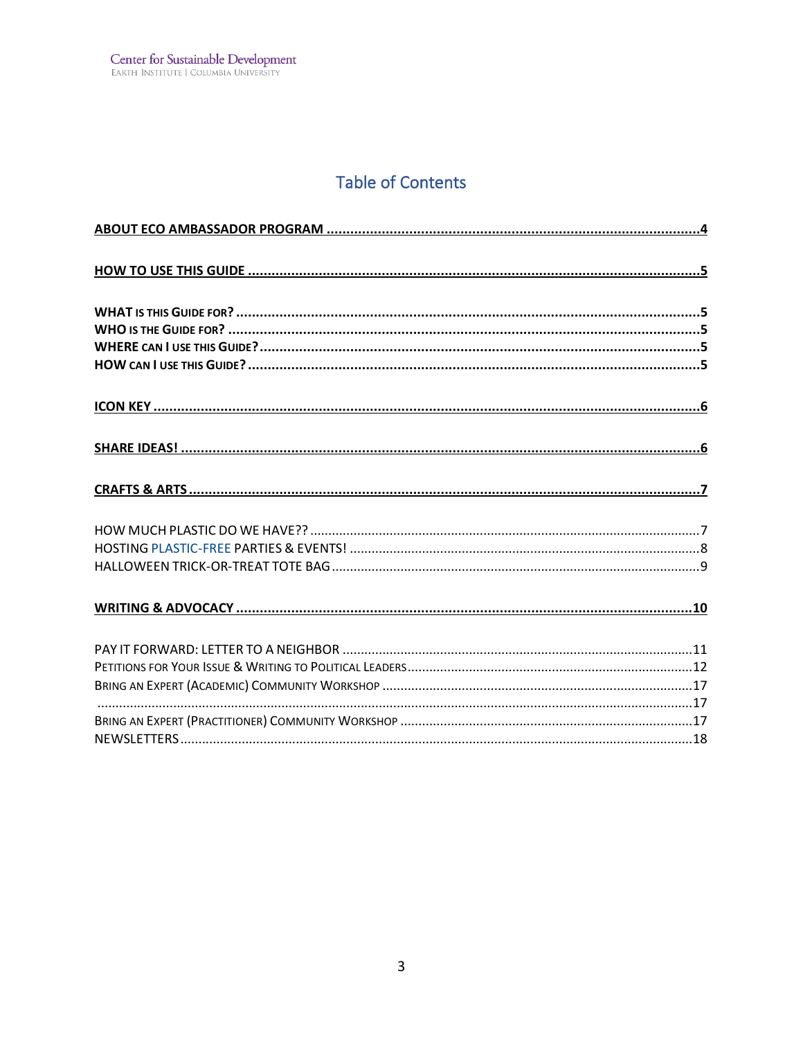# Table of Contents

**ABOUT ECO AMBASSADOR PROGRAM** ............................................................................................4

**HOW TO USE THIS GUIDE** ............................................................................................5

**WHAT IS THIS GUIDE FOR?** ............................................................................................5
**WHO IS THE GUIDE FOR?** ............................................................................................5
**WHERE CAN I USE THIS GUIDE?** ............................................................................................5
**HOW CAN I USE THIS GUIDE?** ............................................................................................5

**ICON KEY** ............................................................................................6

**SHARE IDEAS!** ............................................................................................6

**CRAFTS & ARTS** ............................................................................................7

HOW MUCH PLASTIC DO WE HAVE?? ............................................................................................7
HOSTING PLASTIC-FREE PARTIES & EVENTS! ............................................................................................8
HALLOWEEN TRICK-OR-TREAT TOTE BAG ............................................................................................9

**WRITING & ADVOCACY** ............................................................................................10

PAY IT FORWARD: LETTER TO A NEIGHBOR ............................................................................................11
PETITIONS FOR YOUR ISSUE & WRITING TO POLITICAL LEADERS ............................................................................................12
BRING AN EXPERT (ACADEMIC) COMMUNITY WORKSHOP ............................................................................................17
............................................................................................17
BRING AN EXPERT (PRACTITIONER) COMMUNITY WORKSHOP ............................................................................................17
NEWSLETTERS ............................................................................................18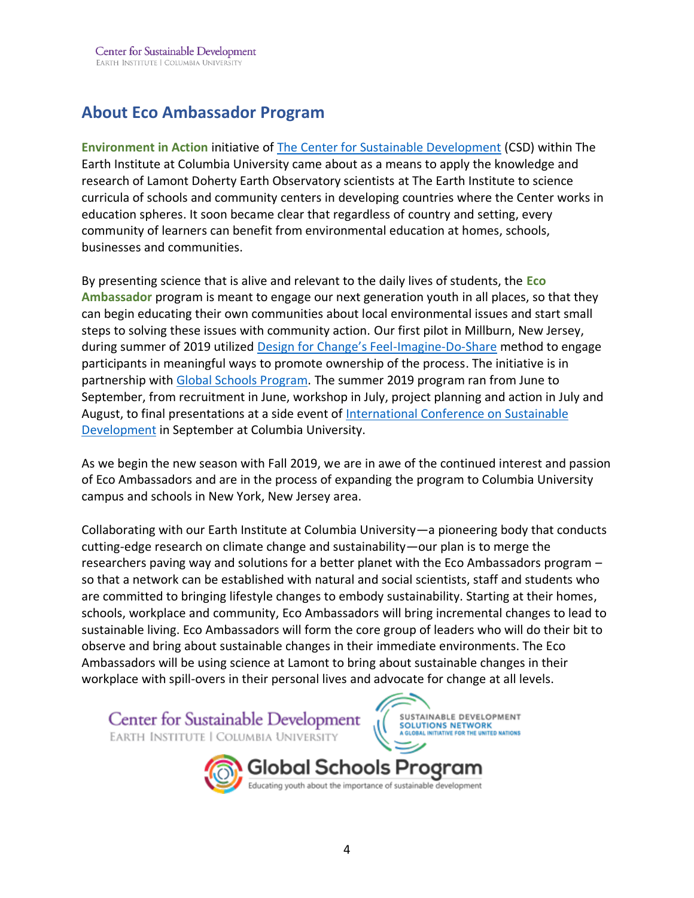## About Eco Ambassador Program

**Environment in Action** initiative of The Center for Sustainable Development (CSD) within The Earth Institute at Columbia University came about as a means to apply the knowledge and research of Lamont Doherty Earth Observatory scientists at The Earth Institute to science curricula of schools and community centers in developing countries where the Center works in education spheres. It soon became clear that regardless of country and setting, every community of learners can benefit from environmental education at homes, schools, businesses and communities.

By presenting science that is alive and relevant to the daily lives of students, the **Eco Ambassador** program is meant to engage our next generation youth in all places, so that they can begin educating their own communities about local environmental issues and start small steps to solving these issues with community action. Our first pilot in Millburn, New Jersey, during summer of 2019 utilized Design for Change's Feel-Imagine-Do-Share method to engage participants in meaningful ways to promote ownership of the process. The initiative is in partnership with Global Schools Program. The summer 2019 program ran from June to September, from recruitment in June, workshop in July, project planning and action in July and August, to final presentations at a side event of International Conference on Sustainable Development in September at Columbia University.

As we begin the new season with Fall 2019, we are in awe of the continued interest and passion of Eco Ambassadors and are in the process of expanding the program to Columbia University campus and schools in New York, New Jersey area.

Collaborating with our Earth Institute at Columbia University—a pioneering body that conducts cutting-edge research on climate change and sustainability—our plan is to merge the researchers paving way and solutions for a better planet with the Eco Ambassadors program – so that a network can be established with natural and social scientists, staff and students who are committed to bringing lifestyle changes to embody sustainability. Starting at their homes, schools, workplace and community, Eco Ambassadors will bring incremental changes to lead to sustainable living. Eco Ambassadors will form the core group of leaders who will do their bit to observe and bring about sustainable changes in their immediate environments. The Eco Ambassadors will be using science at Lamont to bring about sustainable changes in their workplace with spill-overs in their personal lives and advocate for change at all levels.

Center for Sustainable Development
EARTH INSTITUTE | COLUMBIA UNIVERSITY

SUSTAINABLE DEVELOPMENT SOLUTIONS NETWORK
A GLOBAL INITIATIVE FOR THE UNITED NATIONS

Global Schools Program
Educating youth about the importance of sustainable development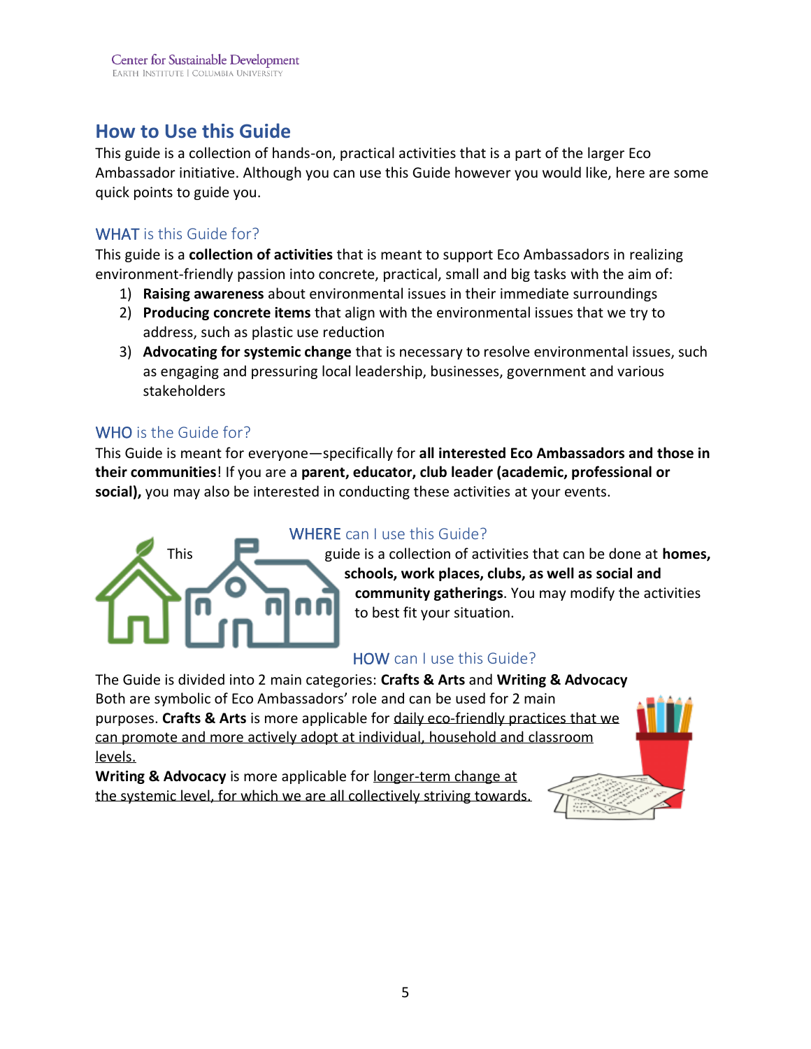# How to Use this Guide

This guide is a collection of hands-on, practical activities that is a part of the larger Eco Ambassador initiative. Although you can use this Guide however you would like, here are some quick points to guide you.

## WHAT is this Guide for?

This guide is a **collection of activities** that is meant to support Eco Ambassadors in realizing environment-friendly passion into concrete, practical, small and big tasks with the aim of:

1) **Raising awareness** about environmental issues in their immediate surroundings
2) **Producing concrete items** that align with the environmental issues that we try to address, such as plastic use reduction
3) **Advocating for systemic change** that is necessary to resolve environmental issues, such as engaging and pressuring local leadership, businesses, government and various stakeholders

## WHO is the Guide for?

This Guide is meant for everyone—specifically for **all interested Eco Ambassadors and those in their communities**! If you are a **parent, educator, club leader (academic, professional or social),** you may also be interested in conducting these activities at your events.

## WHERE can I use this Guide?

This guide is a collection of activities that can be done at **homes, schools, work places, clubs, as well as social and community gatherings**. You may modify the activities to best fit your situation.

## HOW can I use this Guide?

The Guide is divided into 2 main categories: **Crafts & Arts** and **Writing & Advocacy**
Both are symbolic of Eco Ambassadors' role and can be used for 2 main purposes. **Crafts & Arts** is more applicable for daily eco-friendly practices that we can promote and more actively adopt at individual, household and classroom levels.

**Writing & Advocacy** is more applicable for longer-term change at the systemic level, for which we are all collectively striving towards.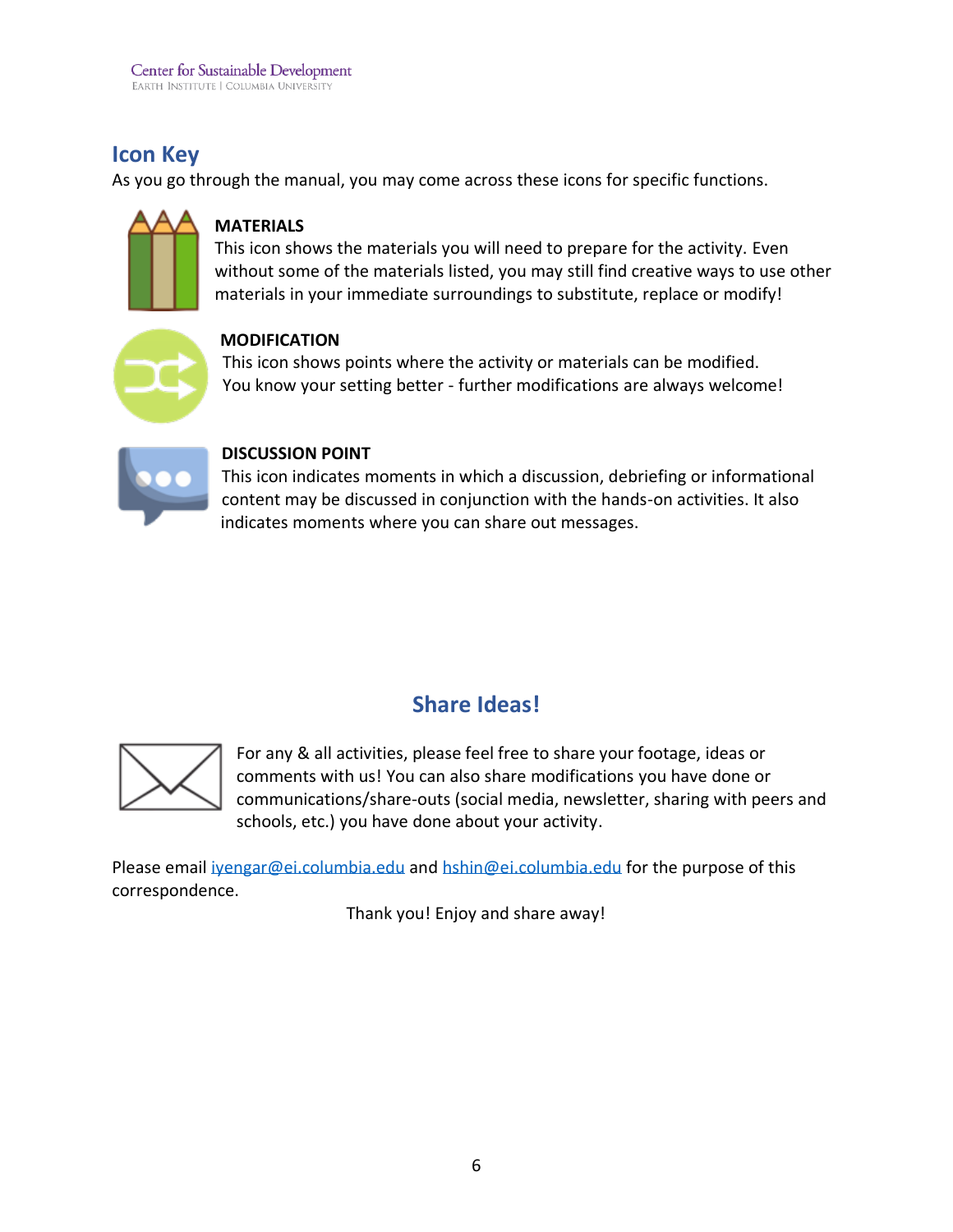## Icon Key

As you go through the manual, you may come across these icons for specific functions.

**MATERIALS**
This icon shows the materials you will need to prepare for the activity. Even without some of the materials listed, you may still find creative ways to use other materials in your immediate surroundings to substitute, replace or modify!

**MODIFICATION**
This icon shows points where the activity or materials can be modified. You know your setting better - further modifications are always welcome!

**DISCUSSION POINT**
This icon indicates moments in which a discussion, debriefing or informational content may be discussed in conjunction with the hands-on activities. It also indicates moments where you can share out messages.

## Share Ideas!

For any & all activities, please feel free to share your footage, ideas or comments with us! You can also share modifications you have done or communications/share-outs (social media, newsletter, sharing with peers and schools, etc.) you have done about your activity.

Please email iyengar@ei.columbia.edu and hshin@ei.columbia.edu for the purpose of this correspondence.

Thank you! Enjoy and share away!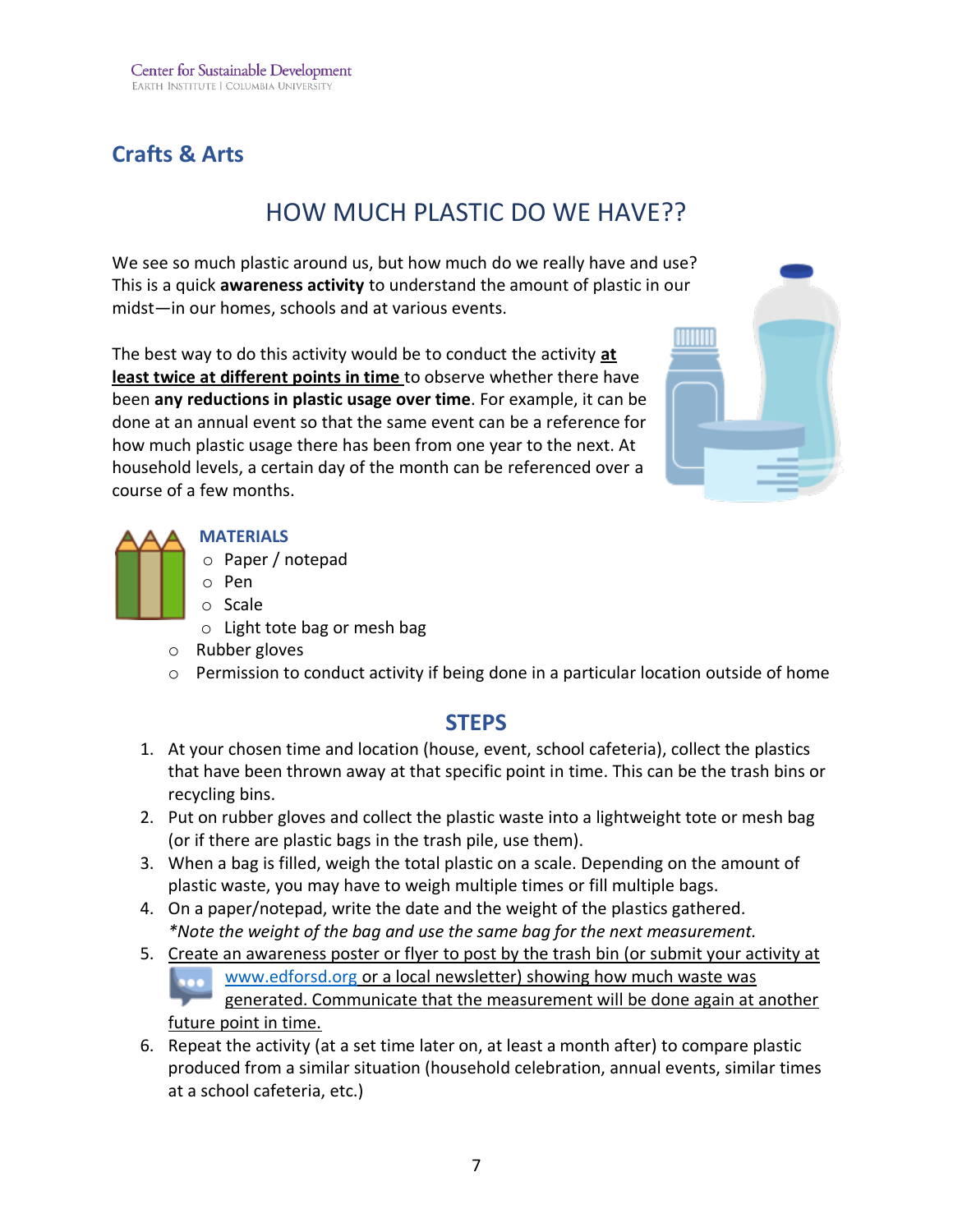## Crafts & Arts

# HOW MUCH PLASTIC DO WE HAVE??

We see so much plastic around us, but how much do we really have and use? This is a quick **awareness activity** to understand the amount of plastic in our midst—in our homes, schools and at various events.

The best way to do this activity would be to conduct the activity **at least twice at different points in time** to observe whether there have been **any reductions in plastic usage over time**. For example, it can be done at an annual event so that the same event can be a reference for how much plastic usage there has been from one year to the next. At household levels, a certain day of the month can be referenced over a course of a few months.

### MATERIALS

- Paper / notepad
- Pen
- Scale
- Light tote bag or mesh bag
- Rubber gloves
- Permission to conduct activity if being done in a particular location outside of home

## STEPS

1. At your chosen time and location (house, event, school cafeteria), collect the plastics that have been thrown away at that specific point in time. This can be the trash bins or recycling bins.
2. Put on rubber gloves and collect the plastic waste into a lightweight tote or mesh bag (or if there are plastic bags in the trash pile, use them).
3. When a bag is filled, weigh the total plastic on a scale. Depending on the amount of plastic waste, you may have to weigh multiple times or fill multiple bags.
4. On a paper/notepad, write the date and the weight of the plastics gathered. *Note the weight of the bag and use the same bag for the next measurement.*
5. Create an awareness poster or flyer to post by the trash bin (or submit your activity at www.edforsd.org or a local newsletter) showing how much waste was generated. Communicate that the measurement will be done again at another future point in time.
6. Repeat the activity (at a set time later on, at least a month after) to compare plastic produced from a similar situation (household celebration, annual events, similar times at a school cafeteria, etc.)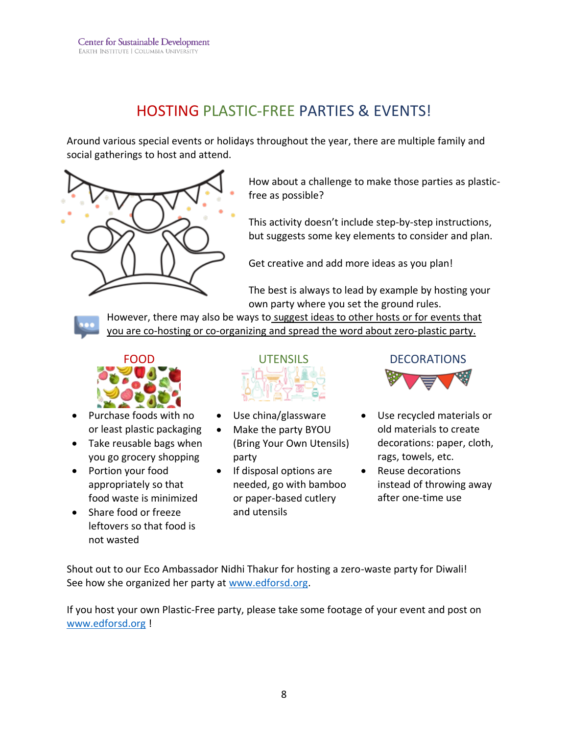# HOSTING PLASTIC-FREE PARTIES & EVENTS!

Around various special events or holidays throughout the year, there are multiple family and social gatherings to host and attend.

How about a challenge to make those parties as plastic-free as possible?

This activity doesn't include step-by-step instructions, but suggests some key elements to consider and plan.

Get creative and add more ideas as you plan!

The best is always to lead by example by hosting your own party where you set the ground rules.

However, there may also be ways to suggest ideas to other hosts or for events that you are co-hosting or co-organizing and spread the word about zero-plastic party.

## FOOD

- Purchase foods with no or least plastic packaging
- Take reusable bags when you go grocery shopping
- Portion your food appropriately so that food waste is minimized
- Share food or freeze leftovers so that food is not wasted

## UTENSILS

- Use china/glassware
- Make the party BYOU (Bring Your Own Utensils) party
- If disposal options are needed, go with bamboo or paper-based cutlery and utensils

## DECORATIONS

- Use recycled materials or old materials to create decorations: paper, cloth, rags, towels, etc.
- Reuse decorations instead of throwing away after one-time use

Shout out to our Eco Ambassador Nidhi Thakur for hosting a zero-waste party for Diwali! See how she organized her party at www.edforsd.org.

If you host your own Plastic-Free party, please take some footage of your event and post on www.edforsd.org !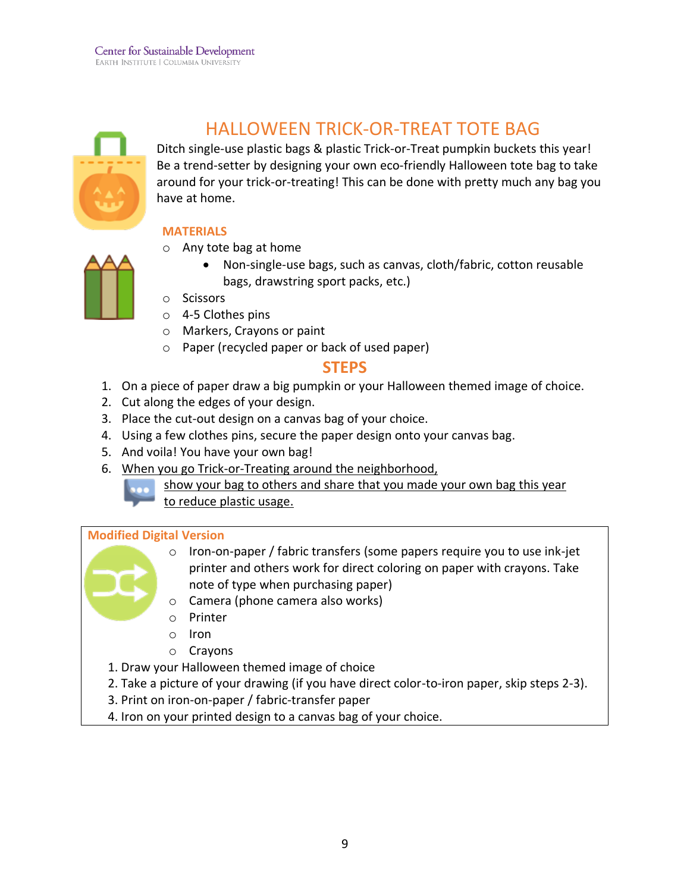# HALLOWEEN TRICK-OR-TREAT TOTE BAG

Ditch single-use plastic bags & plastic Trick-or-Treat pumpkin buckets this year! Be a trend-setter by designing your own eco-friendly Halloween tote bag to take around for your trick-or-treating! This can be done with pretty much any bag you have at home.

## MATERIALS

- Any tote bag at home
  - Non-single-use bags, such as canvas, cloth/fabric, cotton reusable bags, drawstring sport packs, etc.)
- Scissors
- 4-5 Clothes pins
- Markers, Crayons or paint
- Paper (recycled paper or back of used paper)

## STEPS

1. On a piece of paper draw a big pumpkin or your Halloween themed image of choice.
2. Cut along the edges of your design.
3. Place the cut-out design on a canvas bag of your choice.
4. Using a few clothes pins, secure the paper design onto your canvas bag.
5. And voila! You have your own bag!
6. When you go Trick-or-Treating around the neighborhood, show your bag to others and share that you made your own bag this year to reduce plastic usage.

## Modified Digital Version

- Iron-on-paper / fabric transfers (some papers require you to use ink-jet printer and others work for direct coloring on paper with crayons. Take note of type when purchasing paper)
- Camera (phone camera also works)
- Printer
- Iron
- Crayons

1. Draw your Halloween themed image of choice
2. Take a picture of your drawing (if you have direct color-to-iron paper, skip steps 2-3).
3. Print on iron-on-paper / fabric-transfer paper
4. Iron on your printed design to a canvas bag of your choice.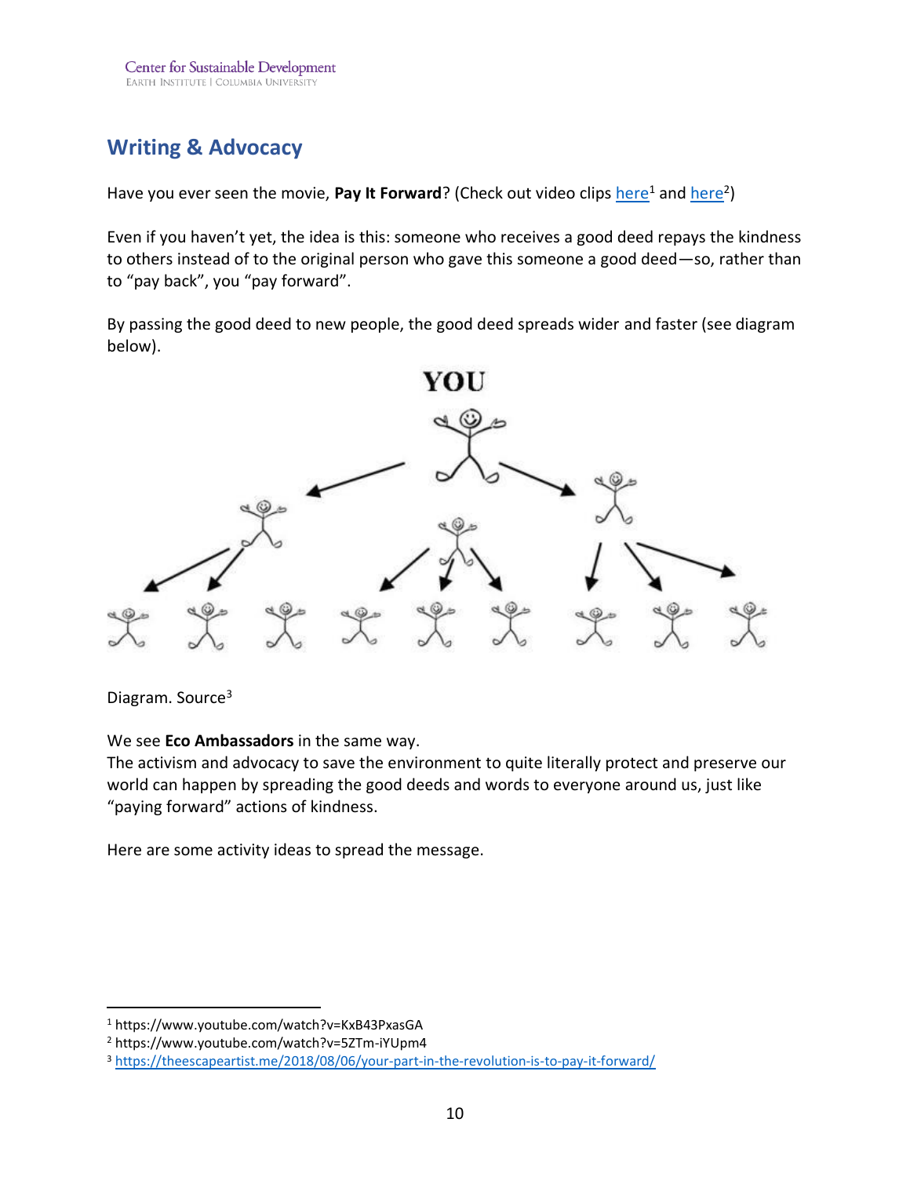## Writing & Advocacy

Have you ever seen the movie, **Pay It Forward**? (Check out video clips here[1] and here[2])

Even if you haven't yet, the idea is this: someone who receives a good deed repays the kindness to others instead of to the original person who gave this someone a good deed—so, rather than to "pay back", you "pay forward".

By passing the good deed to new people, the good deed spreads wider and faster (see diagram below).

YOU

Diagram. Source[3]

We see **Eco Ambassadors** in the same way.
The activism and advocacy to save the environment to quite literally protect and preserve our world can happen by spreading the good deeds and words to everyone around us, just like "paying forward" actions of kindness.

Here are some activity ideas to spread the message.

---

[1] https://www.youtube.com/watch?v=KxB43PxasGA
[2] https://www.youtube.com/watch?v=5ZTm-iYUpm4
[3] https://theescapeartist.me/2018/08/06/your-part-in-the-revolution-is-to-pay-it-forward/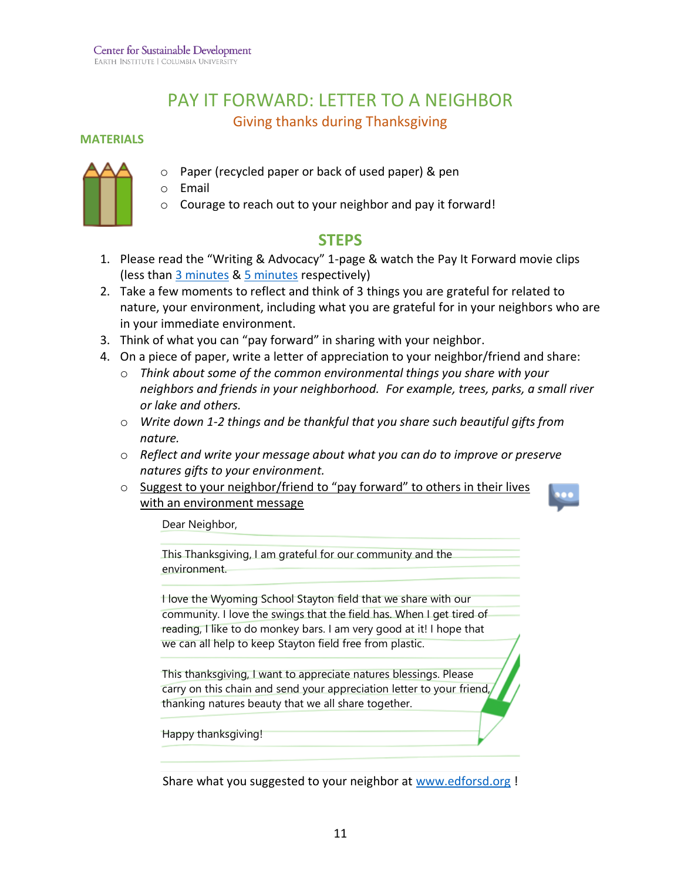Center for Sustainable Development
EARTH INSTITUTE | COLUMBIA UNIVERSITY

# PAY IT FORWARD: LETTER TO A NEIGHBOR

## Giving thanks during Thanksgiving

### MATERIALS

- Paper (recycled paper or back of used paper) & pen
- Email
- Courage to reach out to your neighbor and pay it forward!

### STEPS

1. Please read the "Writing & Advocacy" 1-page & watch the Pay It Forward movie clips (less than 3 minutes & 5 minutes respectively)
2. Take a few moments to reflect and think of 3 things you are grateful for related to nature, your environment, including what you are grateful for in your neighbors who are in your immediate environment.
3. Think of what you can "pay forward" in sharing with your neighbor.
4. On a piece of paper, write a letter of appreciation to your neighbor/friend and share:
   - *Think about some of the common environmental things you share with your neighbors and friends in your neighborhood. For example, trees, parks, a small river or lake and others.*
   - *Write down 1-2 things and be thankful that you share such beautiful gifts from nature.*
   - *Reflect and write your message about what you can do to improve or preserve natures gifts to your environment.*
   - Suggest to your neighbor/friend to "pay forward" to others in their lives with an environment message

Dear Neighbor,

This Thanksgiving, I am grateful for our community and the environment.

I love the Wyoming School Stayton field that we share with our community. I love the swings that the field has. When I get tired of reading, I like to do monkey bars. I am very good at it! I hope that we can all help to keep Stayton field free from plastic.

This thanksgiving, I want to appreciate natures blessings. Please carry on this chain and send your appreciation letter to your friend, thanking natures beauty that we all share together.

Happy thanksgiving!

Share what you suggested to your neighbor at www.edforsd.org !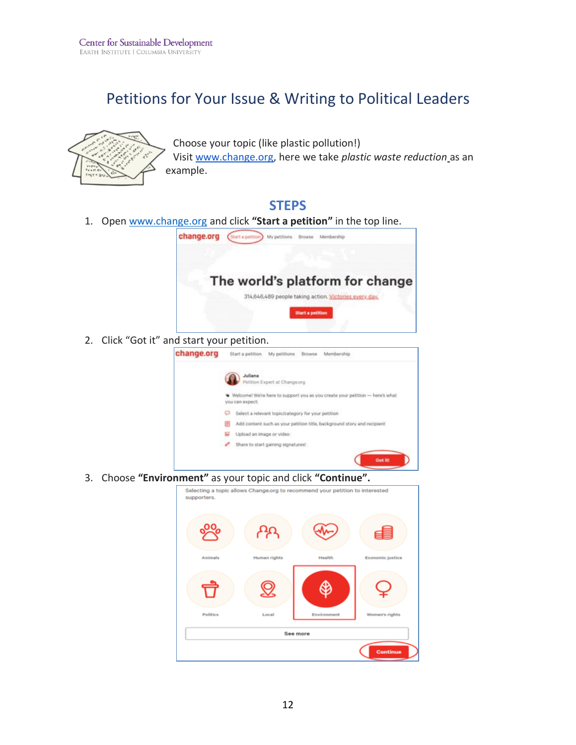# Petitions for Your Issue & Writing to Political Leaders

Choose your topic (like plastic pollution!)
Visit [www.change.org](http://www.change.org), here we take *plastic waste reduction* as an example.

## STEPS

1. Open [www.change.org](http://www.change.org) and click **"Start a petition"** in the top line.
2. Click "Got it" and start your petition.
3. Choose **"Environment"** as your topic and click **"Continue".**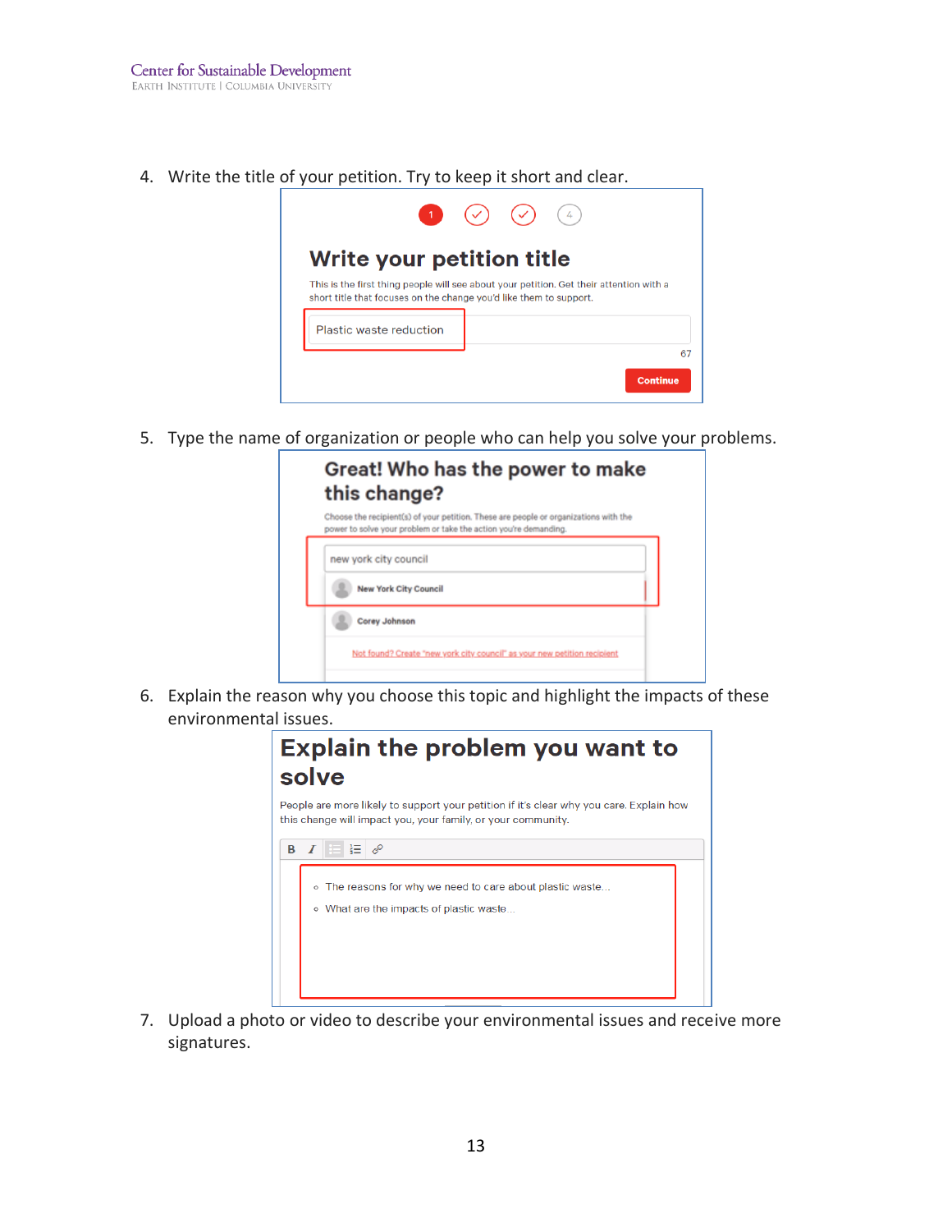4. Write the title of your petition. Try to keep it short and clear.

Write your petition title

This is the first thing people will see about your petition. Get their attention with a short title that focuses on the change you'd like them to support.

Plastic waste reduction

67

Continue

5. Type the name of organization or people who can help you solve your problems.

Great! Who has the power to make this change?

Choose the recipient(s) of your petition. These are people or organizations with the power to solve your problem or take the action you're demanding.

new york city council

New York City Council

Corey Johnson

Not found? Create "new york city council" as your new petition recipient

6. Explain the reason why you choose this topic and highlight the impacts of these environmental issues.

Explain the problem you want to solve

People are more likely to support your petition if it's clear why you care. Explain how this change will impact you, your family, or your community.

- The reasons for why we need to care about plastic waste...
- What are the impacts of plastic waste...

7. Upload a photo or video to describe your environmental issues and receive more signatures.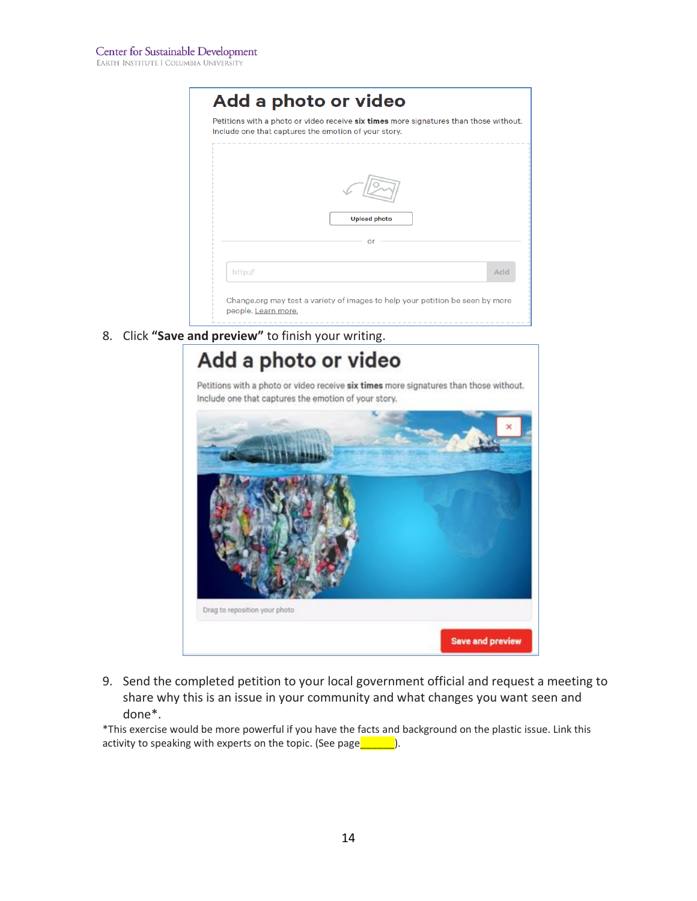8. Click **"Save and preview"** to finish your writing.

9. Send the completed petition to your local government official and request a meeting to share why this is an issue in your community and what changes you want seen and done*.

*This exercise would be more powerful if you have the facts and background on the plastic issue. Link this activity to speaking with experts on the topic. (See page______).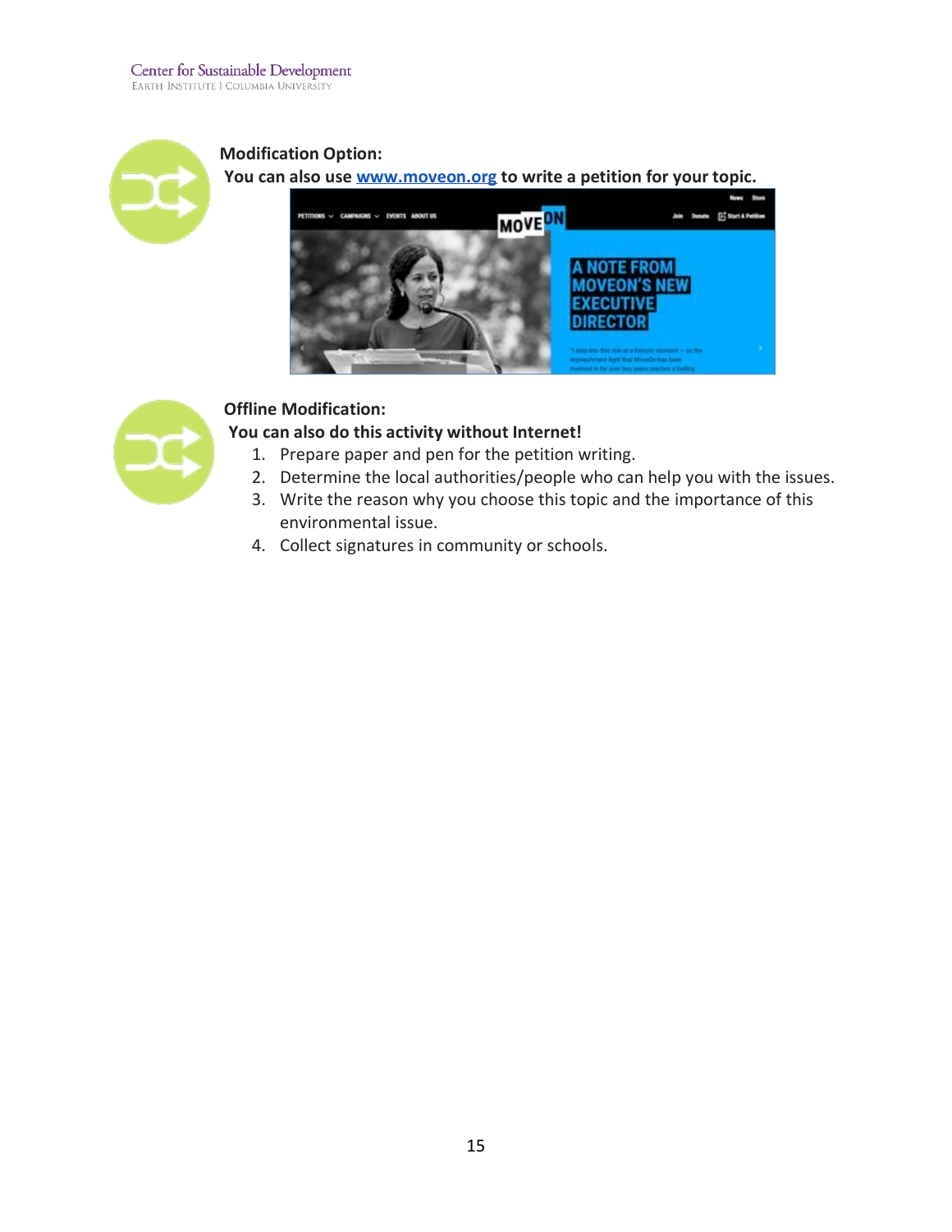**Modification Option:**

**You can also use [www.moveon.org](http://www.moveon.org) to write a petition for your topic.**

**Offline Modification:**

**You can also do this activity without Internet!**

1. Prepare paper and pen for the petition writing.
2. Determine the local authorities/people who can help you with the issues.
3. Write the reason why you choose this topic and the importance of this environmental issue.
4. Collect signatures in community or schools.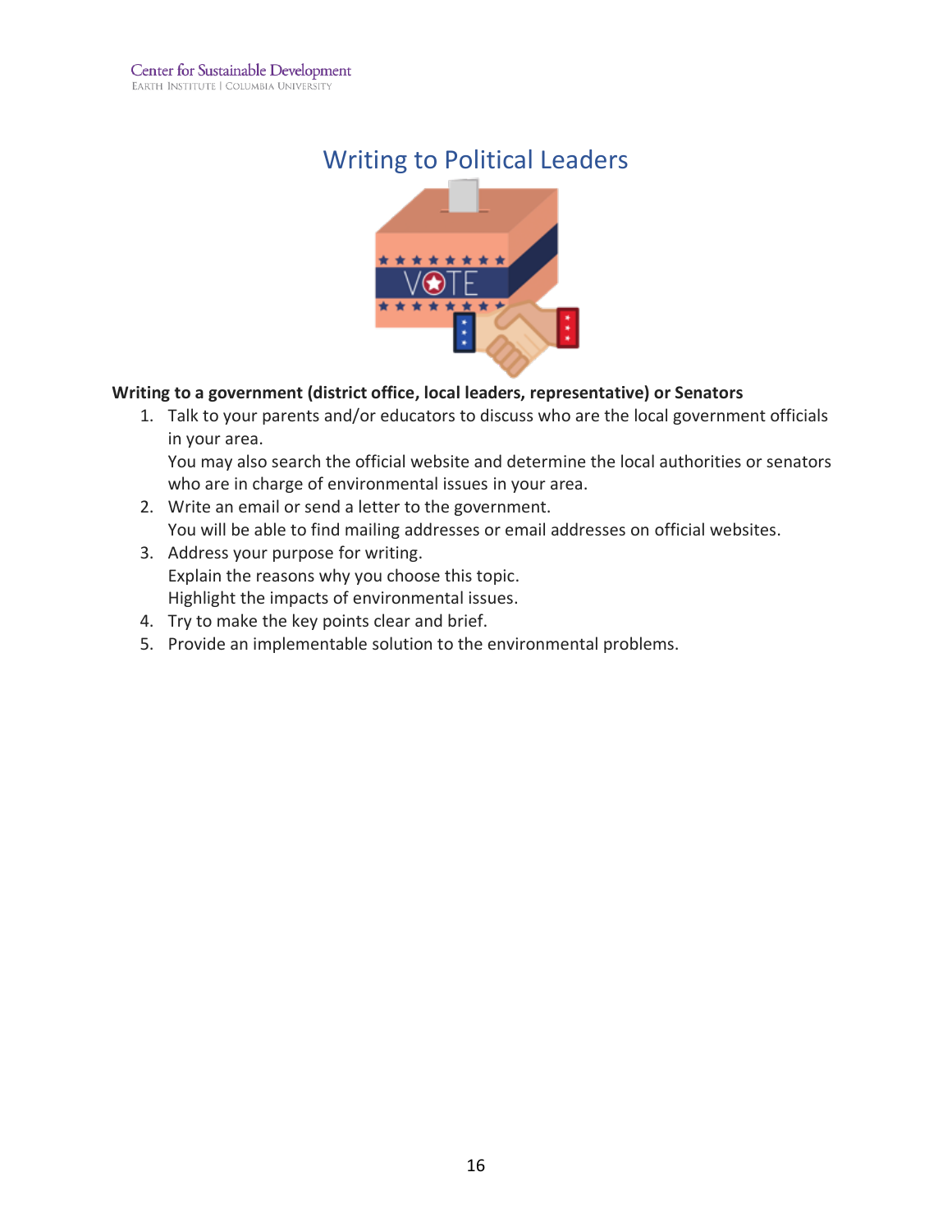# Writing to Political Leaders

**Writing to a government (district office, local leaders, representative) or Senators**

1. Talk to your parents and/or educators to discuss who are the local government officials in your area.
   You may also search the official website and determine the local authorities or senators who are in charge of environmental issues in your area.
2. Write an email or send a letter to the government.
   You will be able to find mailing addresses or email addresses on official websites.
3. Address your purpose for writing.
   Explain the reasons why you choose this topic.
   Highlight the impacts of environmental issues.
4. Try to make the key points clear and brief.
5. Provide an implementable solution to the environmental problems.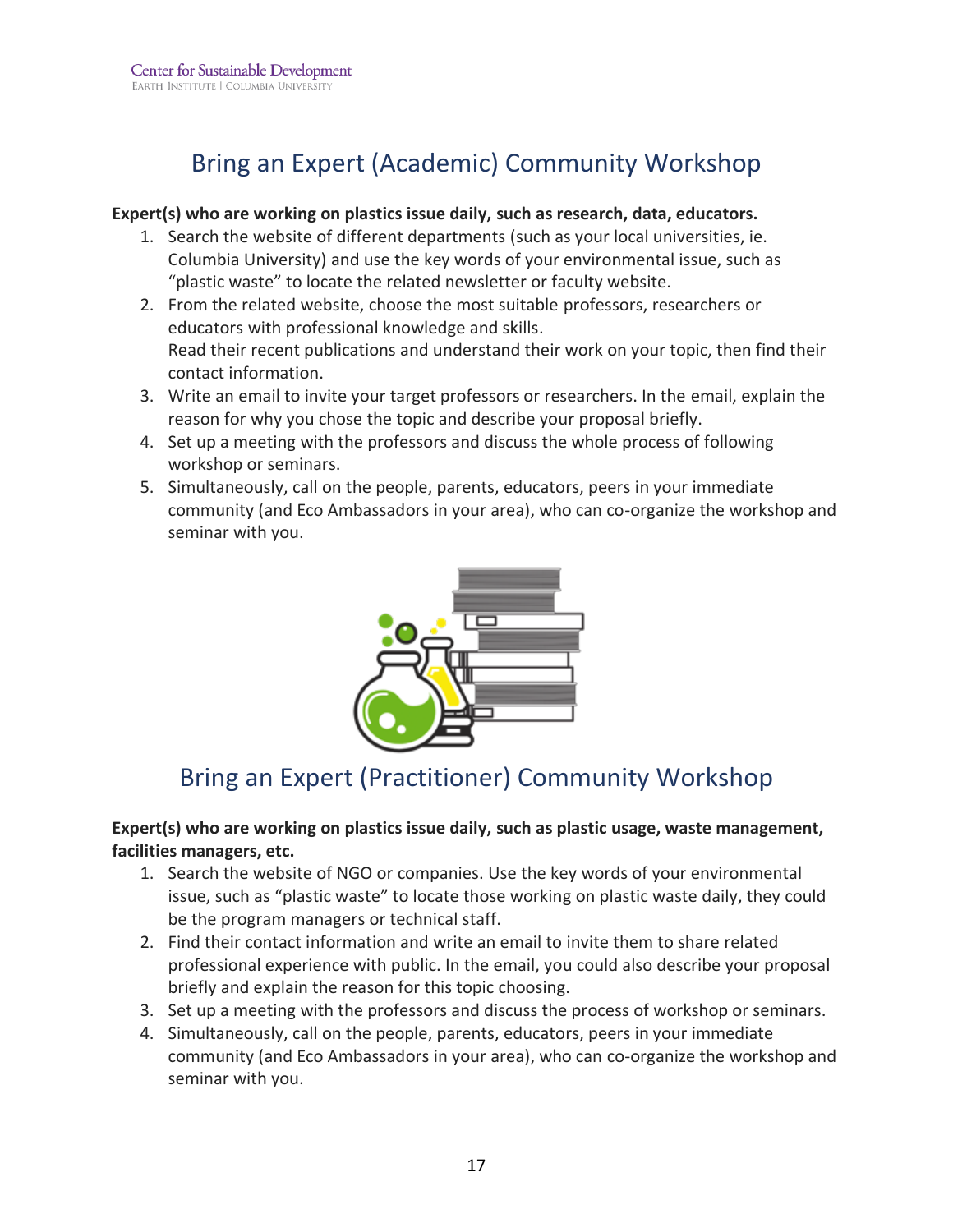## Bring an Expert (Academic) Community Workshop

**Expert(s) who are working on plastics issue daily, such as research, data, educators.**

1. Search the website of different departments (such as your local universities, ie. Columbia University) and use the key words of your environmental issue, such as "plastic waste" to locate the related newsletter or faculty website.
2. From the related website, choose the most suitable professors, researchers or educators with professional knowledge and skills.
   Read their recent publications and understand their work on your topic, then find their contact information.
3. Write an email to invite your target professors or researchers. In the email, explain the reason for why you chose the topic and describe your proposal briefly.
4. Set up a meeting with the professors and discuss the whole process of following workshop or seminars.
5. Simultaneously, call on the people, parents, educators, peers in your immediate community (and Eco Ambassadors in your area), who can co-organize the workshop and seminar with you.

## Bring an Expert (Practitioner) Community Workshop

**Expert(s) who are working on plastics issue daily, such as plastic usage, waste management, facilities managers, etc.**

1. Search the website of NGO or companies. Use the key words of your environmental issue, such as "plastic waste" to locate those working on plastic waste daily, they could be the program managers or technical staff.
2. Find their contact information and write an email to invite them to share related professional experience with public. In the email, you could also describe your proposal briefly and explain the reason for this topic choosing.
3. Set up a meeting with the professors and discuss the process of workshop or seminars.
4. Simultaneously, call on the people, parents, educators, peers in your immediate community (and Eco Ambassadors in your area), who can co-organize the workshop and seminar with you.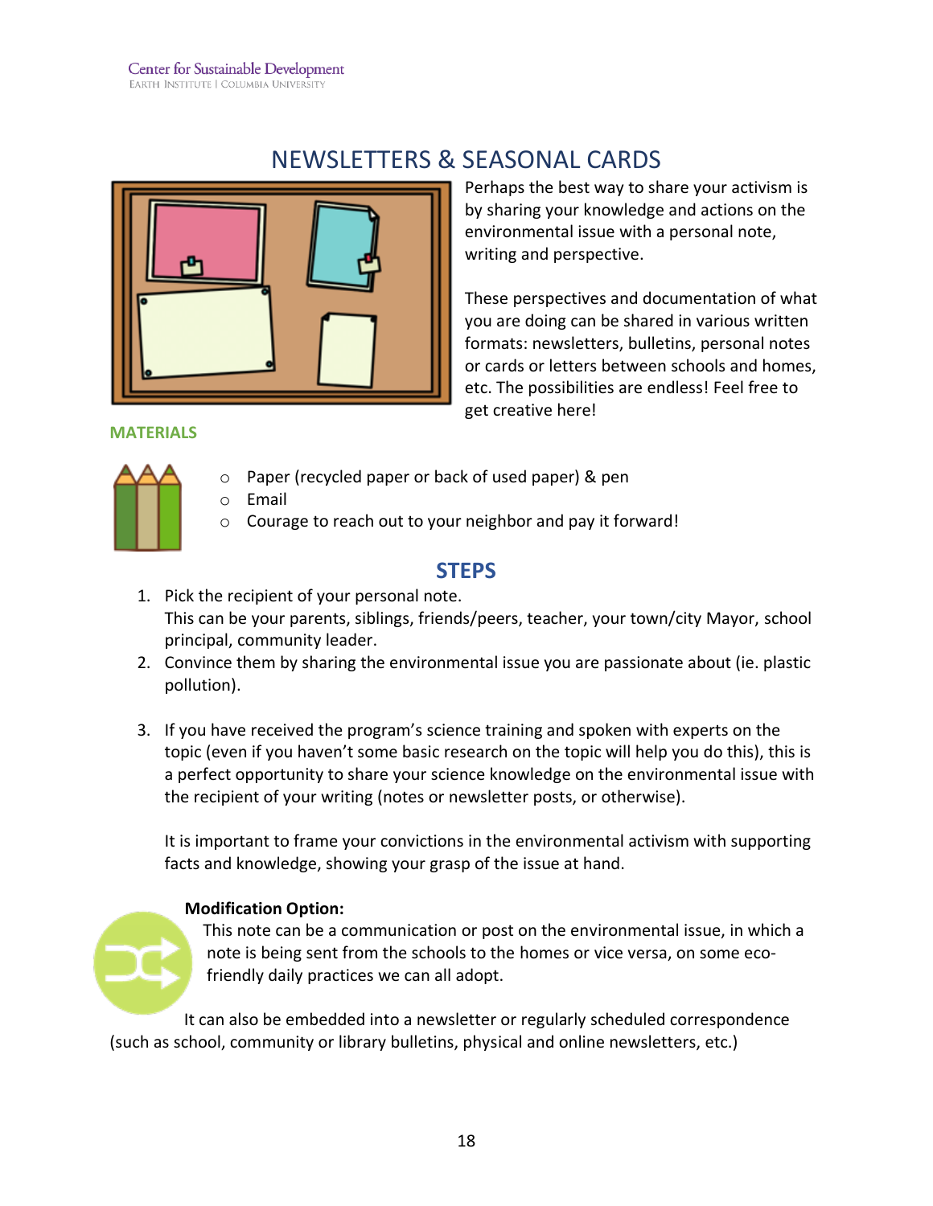# NEWSLETTERS & SEASONAL CARDS

Perhaps the best way to share your activism is by sharing your knowledge and actions on the environmental issue with a personal note, writing and perspective.

These perspectives and documentation of what you are doing can be shared in various written formats: newsletters, bulletins, personal notes or cards or letters between schools and homes, etc. The possibilities are endless! Feel free to get creative here!

**MATERIALS**

- Paper (recycled paper or back of used paper) & pen
- Email
- Courage to reach out to your neighbor and pay it forward!

## STEPS

1. Pick the recipient of your personal note.
   This can be your parents, siblings, friends/peers, teacher, your town/city Mayor, school principal, community leader.
2. Convince them by sharing the environmental issue you are passionate about (ie. plastic pollution).
3. If you have received the program's science training and spoken with experts on the topic (even if you haven't some basic research on the topic will help you do this), this is a perfect opportunity to share your science knowledge on the environmental issue with the recipient of your writing (notes or newsletter posts, or otherwise).

   It is important to frame your convictions in the environmental activism with supporting facts and knowledge, showing your grasp of the issue at hand.

**Modification Option:**

This note can be a communication or post on the environmental issue, in which a note is being sent from the schools to the homes or vice versa, on some eco-friendly daily practices we can all adopt.

It can also be embedded into a newsletter or regularly scheduled correspondence (such as school, community or library bulletins, physical and online newsletters, etc.)